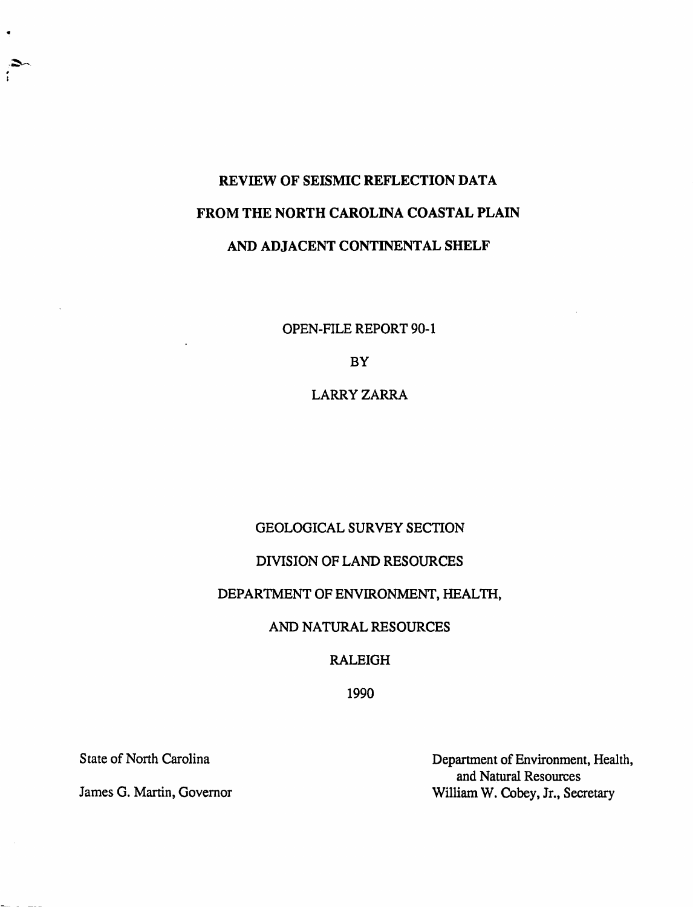# REVIEW OF SEISMIC REFLECTION DATA FROM THE NORTH CAROLINA COASTAL PLAIN AND ADJACENT CONTINENTAL SHELF

OPEN-FILE REPORT 90-1

BY

LARRY ZARRA

GEOLOGICAL SURVEY SECTION

DIVISION OF LAND RESOURCES

DEPARTMENT OF ENVIRONMENT, HEALTH,

AND NATURAL RESOURCES

RALEIGH

1990

State of North Carolina

James G. Martin, Governor

Department of Environment, Health, and Natural Resources

William W. Cobey, Jr., Secretary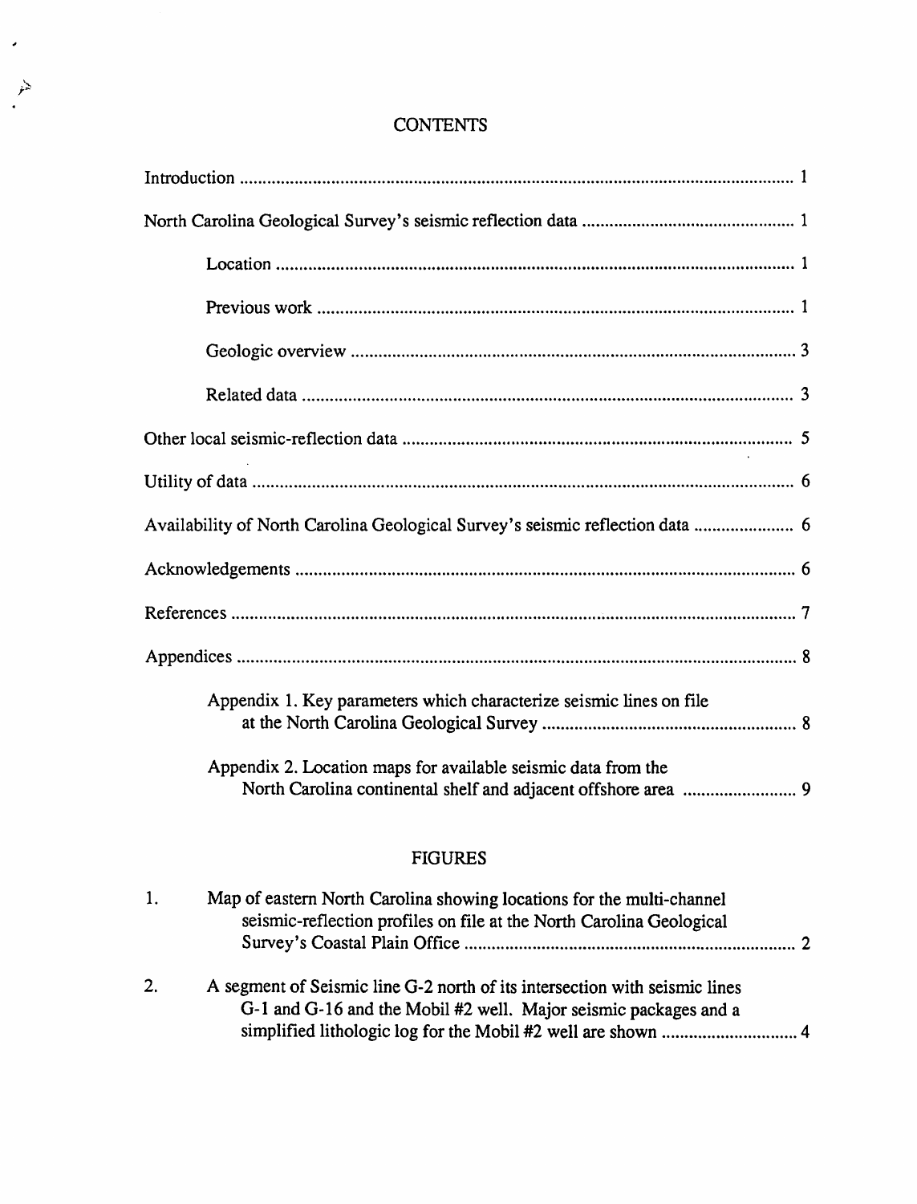# CONTENTS

Introduction ........................................................................................................ 1

North Carolina Geological Survey's seismic reflection data ........................................ 1

- Location ........................................................................................................ 1
- Previous work ............................................................................................... 1
- Geologic overview ......................................................................................... 3
- Related data .................................................................................................. 3

Other local seismic-reflection data .......................................................................... 5

Utility of data ........................................................................................................ 6

Availability of North Carolina Geological Survey's seismic reflection data ..................... 6

Acknowledgements ................................................................................................ 6

References ............................................................................................................ 7

Appendices ........................................................................................................... 8

- Appendix 1. Key parameters which characterize seismic lines on file at the North Carolina Geological Survey ........................................................ 8
- Appendix 2. Location maps for available seismic data from the North Carolina continental shelf and adjacent offshore area ........................ 9

# FIGURES

1. Map of eastern North Carolina showing locations for the multi-channel seismic-reflection profiles on file at the North Carolina Geological Survey's Coastal Plain Office ........................................................................ 2

2. A segment of Seismic line G-2 north of its intersection with seismic lines G-1 and G-16 and the Mobil #2 well. Major seismic packages and a simplified lithologic log for the Mobil #2 well are shown ............................. 4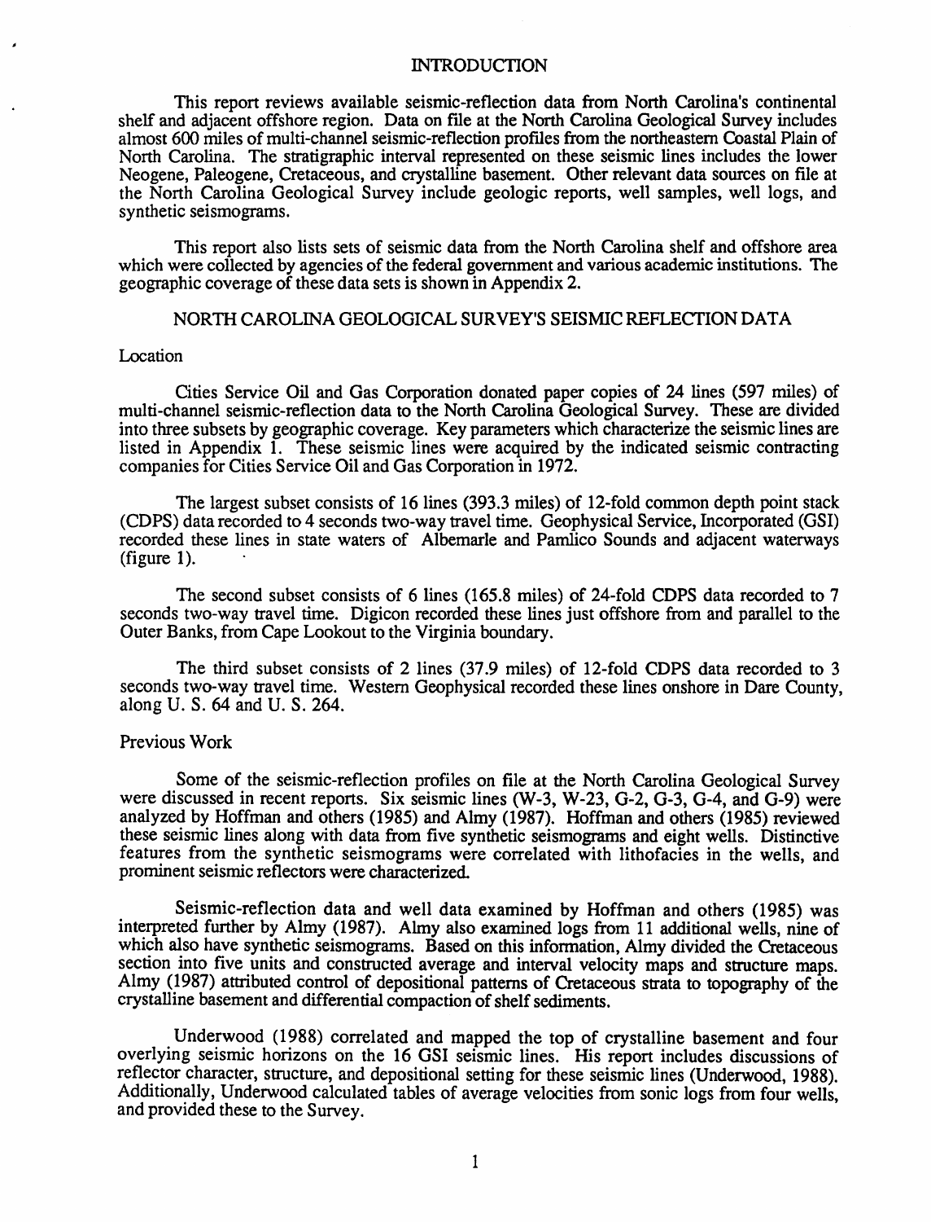## INTRODUCTION

This report reviews available seismic-reflection data from North Carolina's continental shelf and adjacent offshore region. Data on file at the North Carolina Geological Survey includes almost 600 miles of multi-channel seismic-reflection profiles from the northeastern Coastal Plain of North Carolina. The stratigraphic interval represented on these seismic lines includes the lower Neogene, Paleogene, Cretaceous, and crystalline basement. Other relevant data sources on file at the North Carolina Geological Survey include geologic reports, well samples, well logs, and synthetic seismograms.

This report also lists sets of seismic data from the North Carolina shelf and offshore area which were collected by agencies of the federal government and various academic institutions. The geographic coverage of these data sets is shown in Appendix 2.

## NORTH CAROLINA GEOLOGICAL SURVEY'S SEISMIC REFLECTION DATA

### Location

Cities Service Oil and Gas Corporation donated paper copies of 24 lines (597 miles) of multi-channel seismic-reflection data to the North Carolina Geological Survey. These are divided into three subsets by geographic coverage. Key parameters which characterize the seismic lines are listed in Appendix 1. These seismic lines were acquired by the indicated seismic contracting companies for Cities Service Oil and Gas Corporation in 1972.

The largest subset consists of 16 lines (393.3 miles) of 12-fold common depth point stack (CDPS) data recorded to 4 seconds two-way travel time. Geophysical Service, Incorporated (GSI) recorded these lines in state waters of Albemarle and Pamlico Sounds and adjacent waterways (figure 1).

The second subset consists of 6 lines (165.8 miles) of 24-fold CDPS data recorded to 7 seconds two-way travel time. Digicon recorded these lines just offshore from and parallel to the Outer Banks, from Cape Lookout to the Virginia boundary.

The third subset consists of 2 lines (37.9 miles) of 12-fold CDPS data recorded to 3 seconds two-way travel time. Western Geophysical recorded these lines onshore in Dare County, along U. S. 64 and U. S. 264.

### Previous Work

Some of the seismic-reflection profiles on file at the North Carolina Geological Survey were discussed in recent reports. Six seismic lines (W-3, W-23, G-2, G-3, G-4, and G-9) were analyzed by Hoffman and others (1985) and Almy (1987). Hoffman and others (1985) reviewed these seismic lines along with data from five synthetic seismograms and eight wells. Distinctive features from the synthetic seismograms were correlated with lithofacies in the wells, and prominent seismic reflectors were characterized.

Seismic-reflection data and well data examined by Hoffman and others (1985) was interpreted further by Almy (1987). Almy also examined logs from 11 additional wells, nine of which also have synthetic seismograms. Based on this information, Almy divided the Cretaceous section into five units and constructed average and interval velocity maps and structure maps. Almy (1987) attributed control of depositional patterns of Cretaceous strata to topography of the crystalline basement and differential compaction of shelf sediments.

Underwood (1988) correlated and mapped the top of crystalline basement and four overlying seismic horizons on the 16 GSI seismic lines. His report includes discussions of reflector character, structure, and depositional setting for these seismic lines (Underwood, 1988). Additionally, Underwood calculated tables of average velocities from sonic logs from four wells, and provided these to the Survey.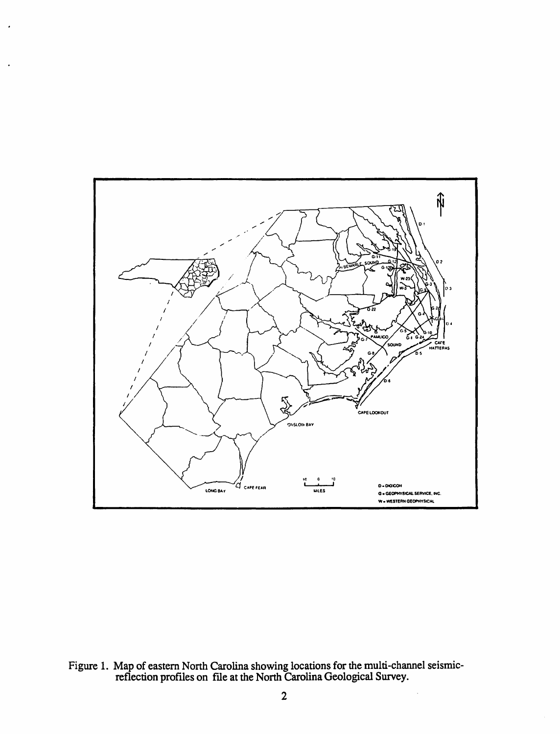Figure 1. Map of eastern North Carolina showing locations for the multi-channel seismic-reflection profiles on file at the North Carolina Geological Survey.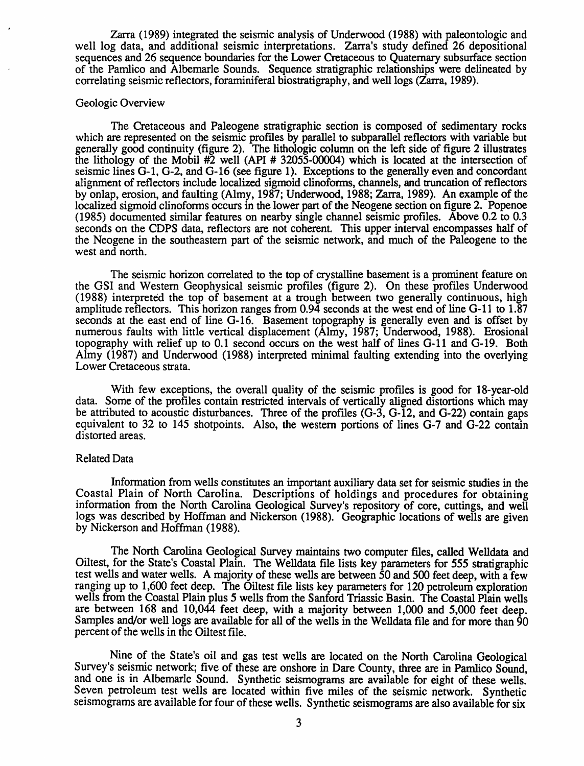Zarra (1989) integrated the seismic analysis of Underwood (1988) with paleontologic and well log data, and additional seismic interpretations. Zarra's study defined 26 depositional sequences and 26 sequence boundaries for the Lower Cretaceous to Quaternary subsurface section of the Pamlico and Albemarle Sounds. Sequence stratigraphic relationships were delineated by correlating seismic reflectors, foraminiferal biostratigraphy, and well logs (Zarra, 1989).

## Geologic Overview

The Cretaceous and Paleogene stratigraphic section is composed of sedimentary rocks which are represented on the seismic profiles by parallel to subparallel reflectors with variable but generally good continuity (figure 2). The lithologic column on the left side of figure 2 illustrates the lithology of the Mobil #2 well (API # 32055-00004) which is located at the intersection of seismic lines G-1, G-2, and G-16 (see figure 1). Exceptions to the generally even and concordant alignment of reflectors include localized sigmoid clinoforms, channels, and truncation of reflectors by onlap, erosion, and faulting (Almy, 1987; Underwood, 1988; Zarra, 1989). An example of the localized sigmoid clinoforms occurs in the lower part of the Neogene section on figure 2. Popenoe (1985) documented similar features on nearby single channel seismic profiles. Above 0.2 to 0.3 seconds on the CDPS data, reflectors are not coherent. This upper interval encompasses half of the Neogene in the southeastern part of the seismic network, and much of the Paleogene to the west and north.

The seismic horizon correlated to the top of crystalline basement is a prominent feature on the GSI and Western Geophysical seismic profiles (figure 2). On these profiles Underwood (1988) interpreted the top of basement at a trough between two generally continuous, high amplitude reflectors. This horizon ranges from 0.94 seconds at the west end of line G-11 to 1.87 seconds at the east end of line G-16. Basement topography is generally even and is offset by numerous faults with little vertical displacement (Almy, 1987; Underwood, 1988). Erosional topography with relief up to 0.1 second occurs on the west half of lines G-11 and G-19. Both Almy (1987) and Underwood (1988) interpreted minimal faulting extending into the overlying Lower Cretaceous strata.

With few exceptions, the overall quality of the seismic profiles is good for 18-year-old data. Some of the profiles contain restricted intervals of vertically aligned distortions which may be attributed to acoustic disturbances. Three of the profiles (G-3, G-12, and G-22) contain gaps equivalent to 32 to 145 shotpoints. Also, the western portions of lines G-7 and G-22 contain distorted areas.

## Related Data

Information from wells constitutes an important auxiliary data set for seismic studies in the Coastal Plain of North Carolina. Descriptions of holdings and procedures for obtaining information from the North Carolina Geological Survey's repository of core, cuttings, and well logs was described by Hoffman and Nickerson (1988). Geographic locations of wells are given by Nickerson and Hoffman (1988).

The North Carolina Geological Survey maintains two computer files, called Welldata and Oiltest, for the State's Coastal Plain. The Welldata file lists key parameters for 555 stratigraphic test wells and water wells. A majority of these wells are between 50 and 500 feet deep, with a few ranging up to 1,600 feet deep. The Oiltest file lists key parameters for 120 petroleum exploration wells from the Coastal Plain plus 5 wells from the Sanford Triassic Basin. The Coastal Plain wells are between 168 and 10,044 feet deep, with a majority between 1,000 and 5,000 feet deep. Samples and/or well logs are available for all of the wells in the Welldata file and for more than 90 percent of the wells in the Oiltest file.

Nine of the State's oil and gas test wells are located on the North Carolina Geological Survey's seismic network; five of these are onshore in Dare County, three are in Pamlico Sound, and one is in Albemarle Sound. Synthetic seismograms are available for eight of these wells. Seven petroleum test wells are located within five miles of the seismic network. Synthetic seismograms are available for four of these wells. Synthetic seismograms are also available for six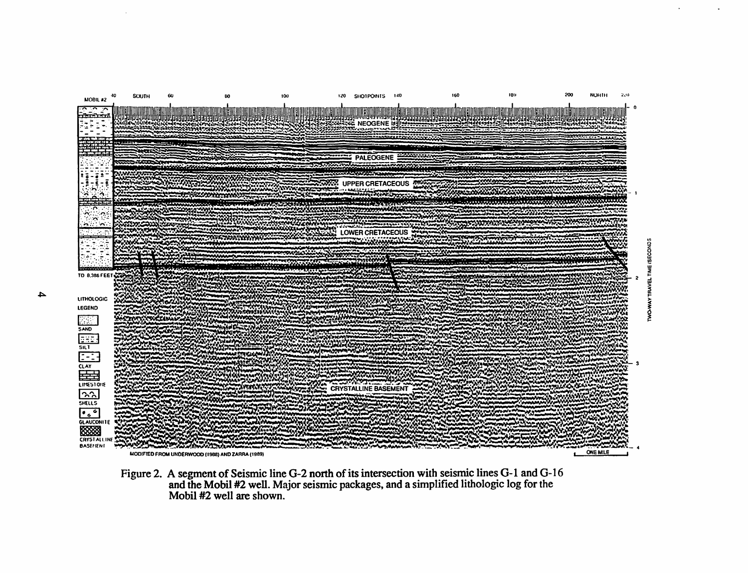Figure 2. A segment of Seismic line G-2 north of its intersection with seismic lines G-1 and G-16 and the Mobil #2 well. Major seismic packages, and a simplified lithologic log for the Mobil #2 well are shown.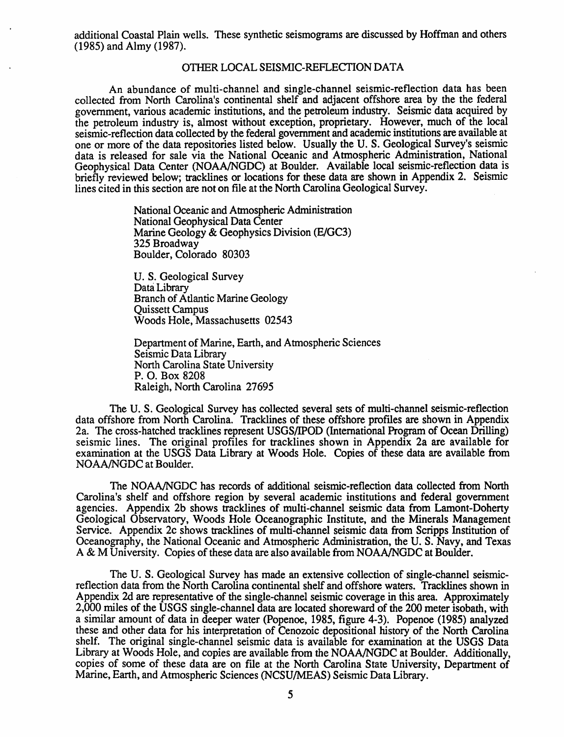additional Coastal Plain wells. These synthetic seismograms are discussed by Hoffman and others (1985) and Almy (1987).

## OTHER LOCAL SEISMIC-REFLECTION DATA

An abundance of multi-channel and single-channel seismic-reflection data has been collected from North Carolina's continental shelf and adjacent offshore area by the the federal government, various academic institutions, and the petroleum industry. Seismic data acquired by the petroleum industry is, almost without exception, proprietary. However, much of the local seismic-reflection data collected by the federal government and academic institutions are available at one or more of the data repositories listed below. Usually the U. S. Geological Survey's seismic data is released for sale via the National Oceanic and Atmospheric Administration, National Geophysical Data Center (NOAA/NGDC) at Boulder. Available local seismic-reflection data is briefly reviewed below; tracklines or locations for these data are shown in Appendix 2. Seismic lines cited in this section are not on file at the North Carolina Geological Survey.

National Oceanic and Atmospheric Administration
National Geophysical Data Center
Marine Geology & Geophysics Division (E/GC3)
325 Broadway
Boulder, Colorado 80303

U. S. Geological Survey
Data Library
Branch of Atlantic Marine Geology
Quissett Campus
Woods Hole, Massachusetts 02543

Department of Marine, Earth, and Atmospheric Sciences
Seismic Data Library
North Carolina State University
P. O. Box 8208
Raleigh, North Carolina 27695

The U. S. Geological Survey has collected several sets of multi-channel seismic-reflection data offshore from North Carolina. Tracklines of these offshore profiles are shown in Appendix 2a. The cross-hatched tracklines represent USGS/IPOD (International Program of Ocean Drilling) seismic lines. The original profiles for tracklines shown in Appendix 2a are available for examination at the USGS Data Library at Woods Hole. Copies of these data are available from NOAA/NGDC at Boulder.

The NOAA/NGDC has records of additional seismic-reflection data collected from North Carolina's shelf and offshore region by several academic institutions and federal government agencies. Appendix 2b shows tracklines of multi-channel seismic data from Lamont-Doherty Geological Observatory, Woods Hole Oceanographic Institute, and the Minerals Management Service. Appendix 2c shows tracklines of multi-channel seismic data from Scripps Institution of Oceanography, the National Oceanic and Atmospheric Administration, the U. S. Navy, and Texas A & M University. Copies of these data are also available from NOAA/NGDC at Boulder.

The U. S. Geological Survey has made an extensive collection of single-channel seismic-reflection data from the North Carolina continental shelf and offshore waters. Tracklines shown in Appendix 2d are representative of the single-channel seismic coverage in this area. Approximately 2,000 miles of the USGS single-channel data are located shoreward of the 200 meter isobath, with a similar amount of data in deeper water (Popenoe, 1985, figure 4-3). Popenoe (1985) analyzed these and other data for his interpretation of Cenozoic depositional history of the North Carolina shelf. The original single-channel seismic data is available for examination at the USGS Data Library at Woods Hole, and copies are available from the NOAA/NGDC at Boulder. Additionally, copies of some of these data are on file at the North Carolina State University, Department of Marine, Earth, and Atmospheric Sciences (NCSU/MEAS) Seismic Data Library.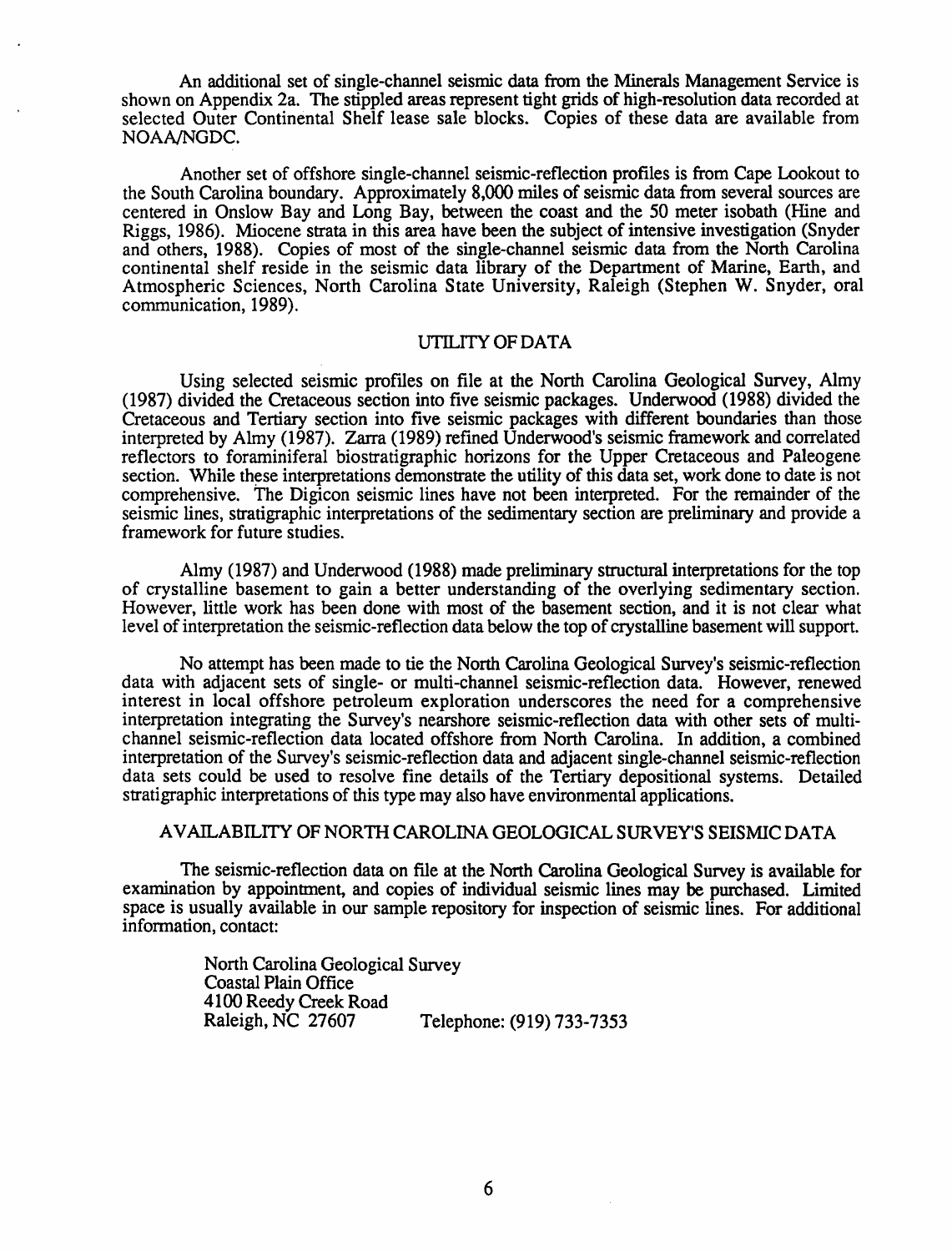An additional set of single-channel seismic data from the Minerals Management Service is shown on Appendix 2a. The stippled areas represent tight grids of high-resolution data recorded at selected Outer Continental Shelf lease sale blocks. Copies of these data are available from NOAA/NGDC.

Another set of offshore single-channel seismic-reflection profiles is from Cape Lookout to the South Carolina boundary. Approximately 8,000 miles of seismic data from several sources are centered in Onslow Bay and Long Bay, between the coast and the 50 meter isobath (Hine and Riggs, 1986). Miocene strata in this area have been the subject of intensive investigation (Snyder and others, 1988). Copies of most of the single-channel seismic data from the North Carolina continental shelf reside in the seismic data library of the Department of Marine, Earth, and Atmospheric Sciences, North Carolina State University, Raleigh (Stephen W. Snyder, oral communication, 1989).

## UTILITY OF DATA

Using selected seismic profiles on file at the North Carolina Geological Survey, Almy (1987) divided the Cretaceous section into five seismic packages. Underwood (1988) divided the Cretaceous and Tertiary section into five seismic packages with different boundaries than those interpreted by Almy (1987). Zarra (1989) refined Underwood's seismic framework and correlated reflectors to foraminiferal biostratigraphic horizons for the Upper Cretaceous and Paleogene section. While these interpretations demonstrate the utility of this data set, work done to date is not comprehensive. The Digicon seismic lines have not been interpreted. For the remainder of the seismic lines, stratigraphic interpretations of the sedimentary section are preliminary and provide a framework for future studies.

Almy (1987) and Underwood (1988) made preliminary structural interpretations for the top of crystalline basement to gain a better understanding of the overlying sedimentary section. However, little work has been done with most of the basement section, and it is not clear what level of interpretation the seismic-reflection data below the top of crystalline basement will support.

No attempt has been made to tie the North Carolina Geological Survey's seismic-reflection data with adjacent sets of single- or multi-channel seismic-reflection data. However, renewed interest in local offshore petroleum exploration underscores the need for a comprehensive interpretation integrating the Survey's nearshore seismic-reflection data with other sets of multi-channel seismic-reflection data located offshore from North Carolina. In addition, a combined interpretation of the Survey's seismic-reflection data and adjacent single-channel seismic-reflection data sets could be used to resolve fine details of the Tertiary depositional systems. Detailed stratigraphic interpretations of this type may also have environmental applications.

## AVAILABILITY OF NORTH CAROLINA GEOLOGICAL SURVEY'S SEISMIC DATA

The seismic-reflection data on file at the North Carolina Geological Survey is available for examination by appointment, and copies of individual seismic lines may be purchased. Limited space is usually available in our sample repository for inspection of seismic lines. For additional information, contact:

North Carolina Geological Survey
Coastal Plain Office
4100 Reedy Creek Road
Raleigh, NC 27607 Telephone: (919) 733-7353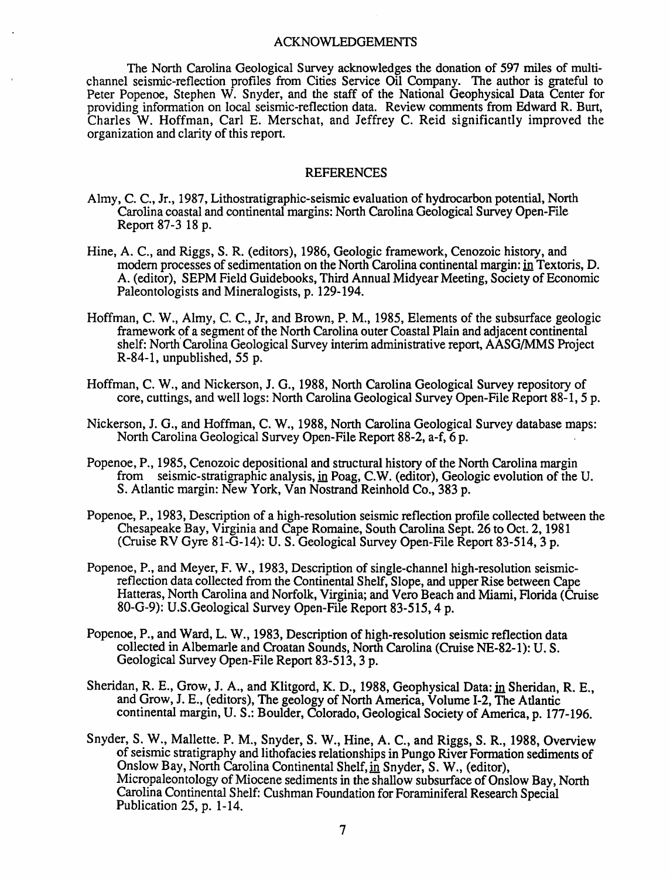## ACKNOWLEDGEMENTS

The North Carolina Geological Survey acknowledges the donation of 597 miles of multi-channel seismic-reflection profiles from Cities Service Oil Company. The author is grateful to Peter Popenoe, Stephen W. Snyder, and the staff of the National Geophysical Data Center for providing information on local seismic-reflection data. Review comments from Edward R. Burt, Charles W. Hoffman, Carl E. Merschat, and Jeffrey C. Reid significantly improved the organization and clarity of this report.

## REFERENCES

Almy, C. C., Jr., 1987, Lithostratigraphic-seismic evaluation of hydrocarbon potential, North Carolina coastal and continental margins: North Carolina Geological Survey Open-File Report 87-3 18 p.

Hine, A. C., and Riggs, S. R. (editors), 1986, Geologic framework, Cenozoic history, and modern processes of sedimentation on the North Carolina continental margin: in Textoris, D. A. (editor), SEPM Field Guidebooks, Third Annual Midyear Meeting, Society of Economic Paleontologists and Mineralogists, p. 129-194.

Hoffman, C. W., Almy, C. C., Jr, and Brown, P. M., 1985, Elements of the subsurface geologic framework of a segment of the North Carolina outer Coastal Plain and adjacent continental shelf: North Carolina Geological Survey interim administrative report, AASG/MMS Project R-84-1, unpublished, 55 p.

Hoffman, C. W., and Nickerson, J. G., 1988, North Carolina Geological Survey repository of core, cuttings, and well logs: North Carolina Geological Survey Open-File Report 88-1, 5 p.

Nickerson, J. G., and Hoffman, C. W., 1988, North Carolina Geological Survey database maps: North Carolina Geological Survey Open-File Report 88-2, a-f, 6 p.

Popenoe, P., 1985, Cenozoic depositional and structural history of the North Carolina margin from seismic-stratigraphic analysis, in Poag, C.W. (editor), Geologic evolution of the U. S. Atlantic margin: New York, Van Nostrand Reinhold Co., 383 p.

Popenoe, P., 1983, Description of a high-resolution seismic reflection profile collected between the Chesapeake Bay, Virginia and Cape Romaine, South Carolina Sept. 26 to Oct. 2, 1981 (Cruise RV Gyre 81-G-14): U. S. Geological Survey Open-File Report 83-514, 3 p.

Popenoe, P., and Meyer, F. W., 1983, Description of single-channel high-resolution seismic-reflection data collected from the Continental Shelf, Slope, and upper Rise between Cape Hatteras, North Carolina and Norfolk, Virginia; and Vero Beach and Miami, Florida (Cruise 80-G-9): U.S.Geological Survey Open-File Report 83-515, 4 p.

Popenoe, P., and Ward, L. W., 1983, Description of high-resolution seismic reflection data collected in Albemarle and Croatan Sounds, North Carolina (Cruise NE-82-1): U. S. Geological Survey Open-File Report 83-513, 3 p.

Sheridan, R. E., Grow, J. A., and Klitgord, K. D., 1988, Geophysical Data: in Sheridan, R. E., and Grow, J. E., (editors), The geology of North America, Volume I-2, The Atlantic continental margin, U. S.: Boulder, Colorado, Geological Society of America, p. 177-196.

Snyder, S. W., Mallette. P. M., Snyder, S. W., Hine, A. C., and Riggs, S. R., 1988, Overview of seismic stratigraphy and lithofacies relationships in Pungo River Formation sediments of Onslow Bay, North Carolina Continental Shelf, in Snyder, S. W., (editor), Micropaleontology of Miocene sediments in the shallow subsurface of Onslow Bay, North Carolina Continental Shelf: Cushman Foundation for Foraminiferal Research Special Publication 25, p. 1-14.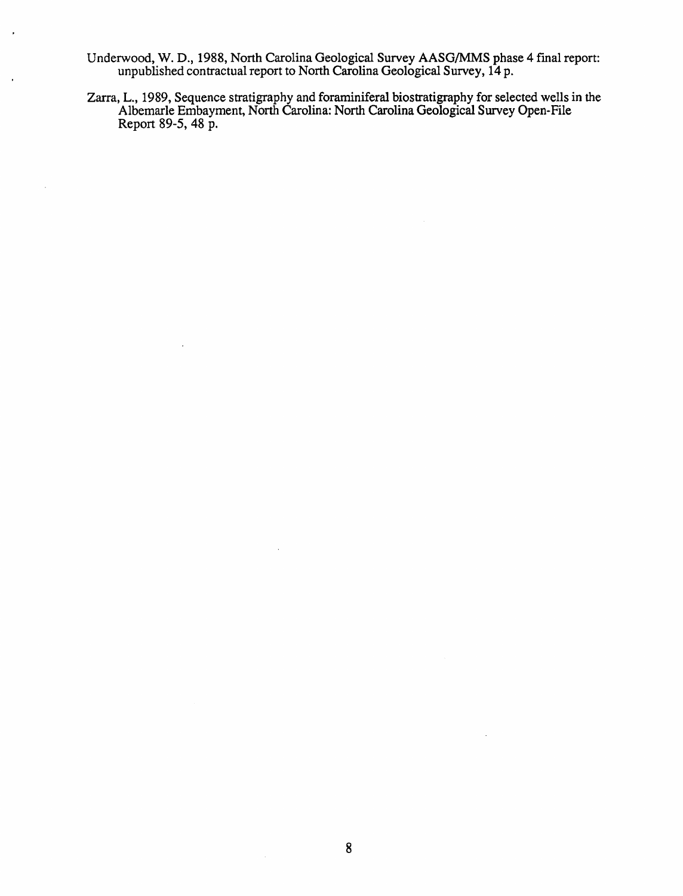Underwood, W. D., 1988, North Carolina Geological Survey AASG/MMS phase 4 final report: unpublished contractual report to North Carolina Geological Survey, 14 p.

Zarra, L., 1989, Sequence stratigraphy and foraminiferal biostratigraphy for selected wells in the Albemarle Embayment, North Carolina: North Carolina Geological Survey Open-File Report 89-5, 48 p.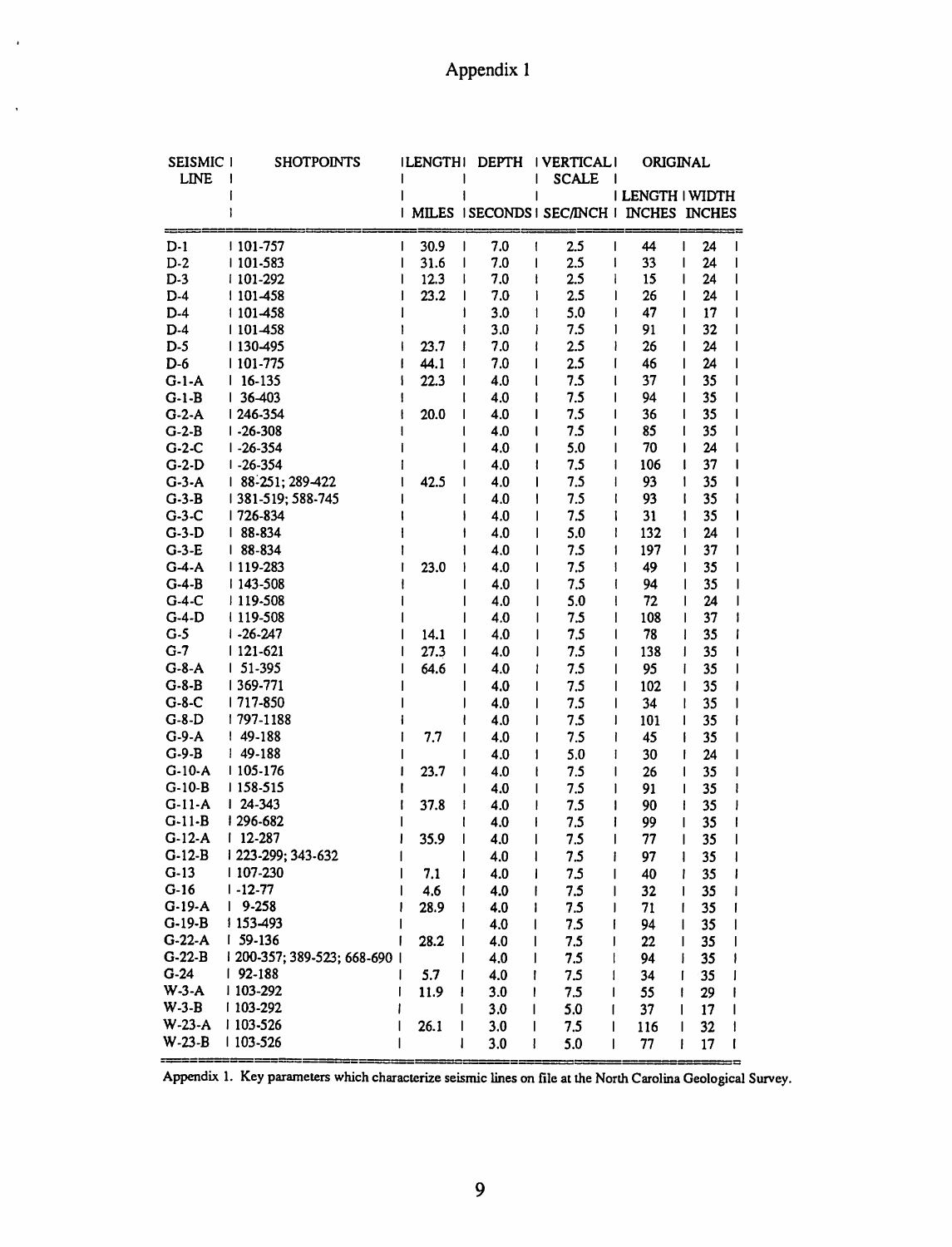# Appendix 1

| SEISMIC LINE | SHOTPOINTS | LENGTH | DEPTH | VERTICAL SCALE | ORIGINAL | |
|---|---|---|---|---|---|---|
| | | | | | LENGTH | WIDTH |
| | | MILES | SECONDS | SEC/INCH | INCHES | INCHES |
| D-1 | 101-757 | 30.9 | 7.0 | 2.5 | 44 | 24 |
| D-2 | 101-583 | 31.6 | 7.0 | 2.5 | 33 | 24 |
| D-3 | 101-292 | 12.3 | 7.0 | 2.5 | 15 | 24 |
| D-4 | 101-458 | 23.2 | 7.0 | 2.5 | 26 | 24 |
| D-4 | 101-458 | | 3.0 | 5.0 | 47 | 17 |
| D-4 | 101-458 | | 3.0 | 7.5 | 91 | 32 |
| D-5 | 130-495 | 23.7 | 7.0 | 2.5 | 26 | 24 |
| D-6 | 101-775 | 44.1 | 7.0 | 2.5 | 46 | 24 |
| G-1-A | 16-135 | 22.3 | 4.0 | 7.5 | 37 | 35 |
| G-1-B | 36-403 | | 4.0 | 7.5 | 94 | 35 |
| G-2-A | 246-354 | 20.0 | 4.0 | 7.5 | 36 | 35 |
| G-2-B | -26-308 | | 4.0 | 7.5 | 85 | 35 |
| G-2-C | -26-354 | | 4.0 | 5.0 | 70 | 24 |
| G-2-D | -26-354 | | 4.0 | 7.5 | 106 | 37 |
| G-3-A | 88-251; 289-422 | 42.5 | 4.0 | 7.5 | 93 | 35 |
| G-3-B | 381-519; 588-745 | | 4.0 | 7.5 | 93 | 35 |
| G-3-C | 726-834 | | 4.0 | 7.5 | 31 | 35 |
| G-3-D | 88-834 | | 4.0 | 5.0 | 132 | 24 |
| G-3-E | 88-834 | | 4.0 | 7.5 | 197 | 37 |
| G-4-A | 119-283 | 23.0 | 4.0 | 7.5 | 49 | 35 |
| G-4-B | 143-508 | | 4.0 | 7.5 | 94 | 35 |
| G-4-C | 119-508 | | 4.0 | 5.0 | 72 | 24 |
| G-4-D | 119-508 | | 4.0 | 7.5 | 108 | 37 |
| G-5 | -26-247 | 14.1 | 4.0 | 7.5 | 78 | 35 |
| G-7 | 121-621 | 27.3 | 4.0 | 7.5 | 138 | 35 |
| G-8-A | 51-395 | 64.6 | 4.0 | 7.5 | 95 | 35 |
| G-8-B | 369-771 | | 4.0 | 7.5 | 102 | 35 |
| G-8-C | 717-850 | | 4.0 | 7.5 | 34 | 35 |
| G-8-D | 797-1188 | | 4.0 | 7.5 | 101 | 35 |
| G-9-A | 49-188 | 7.7 | 4.0 | 7.5 | 45 | 35 |
| G-9-B | 49-188 | | 4.0 | 5.0 | 30 | 24 |
| G-10-A | 105-176 | 23.7 | 4.0 | 7.5 | 26 | 35 |
| G-10-B | 158-515 | | 4.0 | 7.5 | 91 | 35 |
| G-11-A | 24-343 | 37.8 | 4.0 | 7.5 | 90 | 35 |
| G-11-B | 296-682 | | 4.0 | 7.5 | 99 | 35 |
| G-12-A | 12-287 | 35.9 | 4.0 | 7.5 | 77 | 35 |
| G-12-B | 223-299; 343-632 | | 4.0 | 7.5 | 97 | 35 |
| G-13 | 107-230 | 7.1 | 4.0 | 7.5 | 40 | 35 |
| G-16 | -12-77 | 4.6 | 4.0 | 7.5 | 32 | 35 |
| G-19-A | 9-258 | 28.9 | 4.0 | 7.5 | 71 | 35 |
| G-19-B | 153-493 | | 4.0 | 7.5 | 94 | 35 |
| G-22-A | 59-136 | 28.2 | 4.0 | 7.5 | 22 | 35 |
| G-22-B | 200-357; 389-523; 668-690 | | 4.0 | 7.5 | 94 | 35 |
| G-24 | 92-188 | 5.7 | 4.0 | 7.5 | 34 | 35 |
| W-3-A | 103-292 | 11.9 | 3.0 | 7.5 | 55 | 29 |
| W-3-B | 103-292 | | 3.0 | 5.0 | 37 | 17 |
| W-23-A | 103-526 | 26.1 | 3.0 | 7.5 | 116 | 32 |
| W-23-B | 103-526 | | 3.0 | 5.0 | 77 | 17 |

Appendix 1. Key parameters which characterize seismic lines on file at the North Carolina Geological Survey.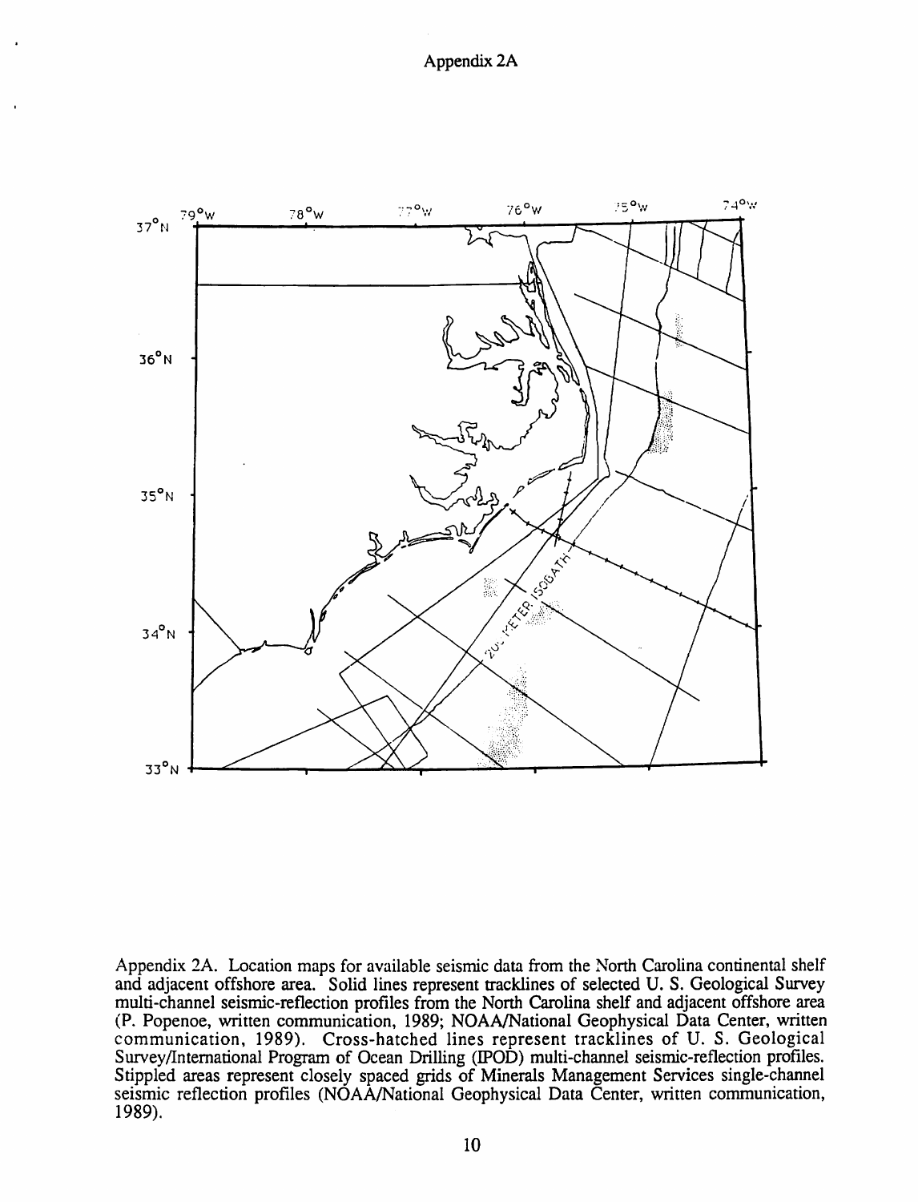Appendix 2A

Appendix 2A. Location maps for available seismic data from the North Carolina continental shelf and adjacent offshore area. Solid lines represent tracklines of selected U. S. Geological Survey multi-channel seismic-reflection profiles from the North Carolina shelf and adjacent offshore area (P. Popenoe, written communication, 1989; NOAA/National Geophysical Data Center, written communication, 1989). Cross-hatched lines represent tracklines of U. S. Geological Survey/International Program of Ocean Drilling (IPOD) multi-channel seismic-reflection profiles. Stippled areas represent closely spaced grids of Minerals Management Services single-channel seismic reflection profiles (NOAA/National Geophysical Data Center, written communication, 1989).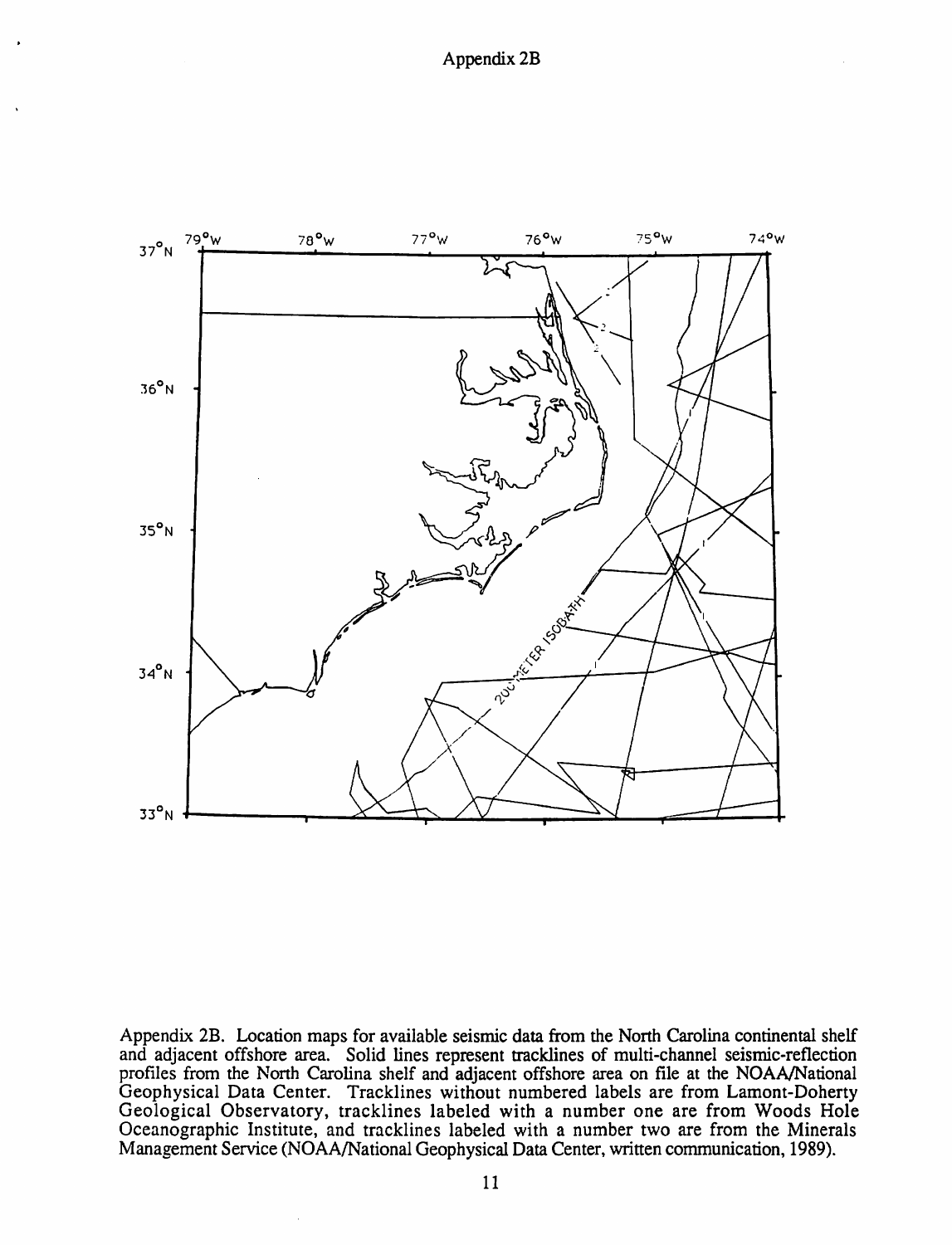# Appendix 2B

Appendix 2B. Location maps for available seismic data from the North Carolina continental shelf and adjacent offshore area. Solid lines represent tracklines of multi-channel seismic-reflection profiles from the North Carolina shelf and adjacent offshore area on file at the NOAA/National Geophysical Data Center. Tracklines without numbered labels are from Lamont-Doherty Geological Observatory, tracklines labeled with a number one are from Woods Hole Oceanographic Institute, and tracklines labeled with a number two are from the Minerals Management Service (NOAA/National Geophysical Data Center, written communication, 1989).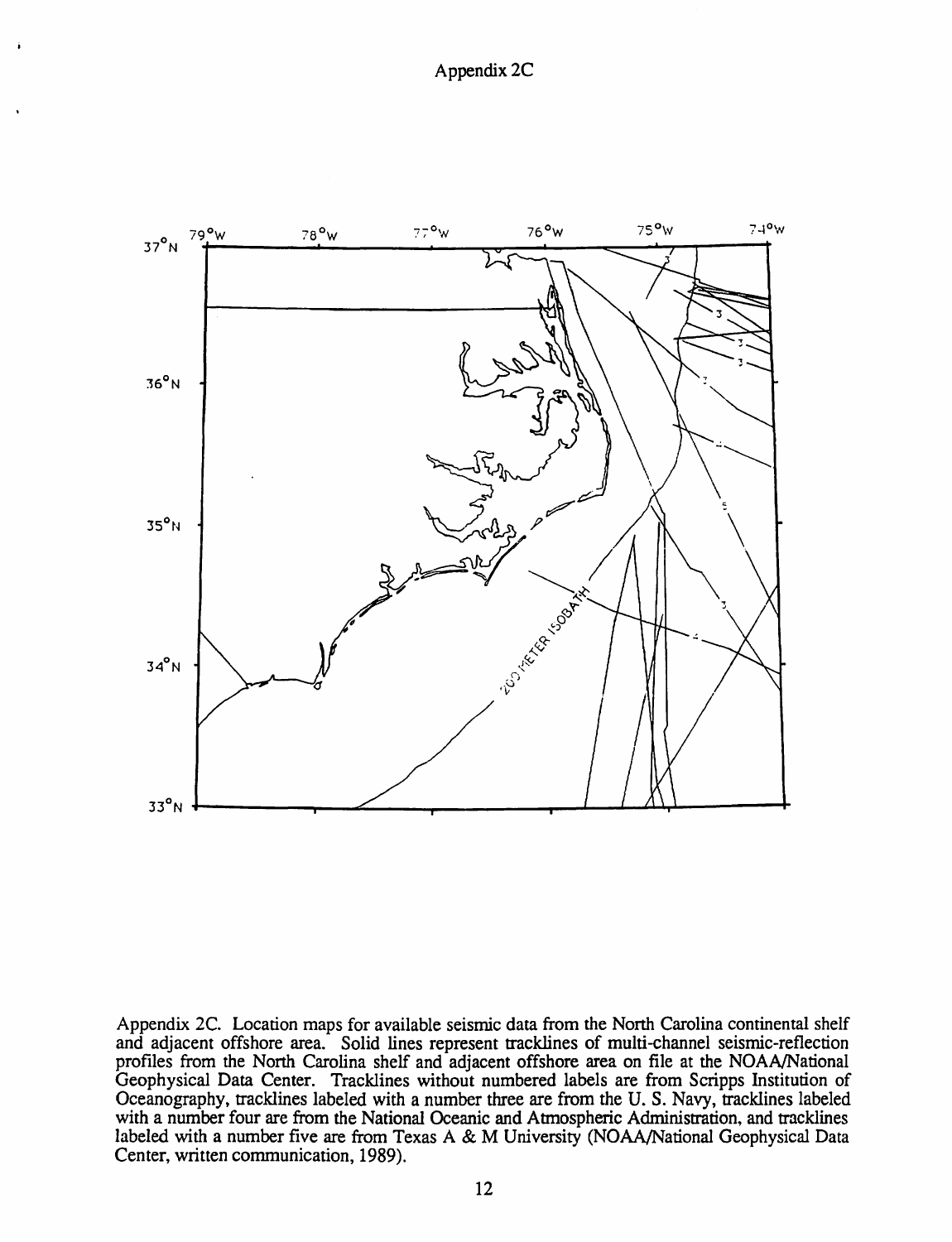# Appendix 2C

Appendix 2C. Location maps for available seismic data from the North Carolina continental shelf and adjacent offshore area. Solid lines represent tracklines of multi-channel seismic-reflection profiles from the North Carolina shelf and adjacent offshore area on file at the NOAA/National Geophysical Data Center. Tracklines without numbered labels are from Scripps Institution of Oceanography, tracklines labeled with a number three are from the U. S. Navy, tracklines labeled with a number four are from the National Oceanic and Atmospheric Administration, and tracklines labeled with a number five are from Texas A & M University (NOAA/National Geophysical Data Center, written communication, 1989).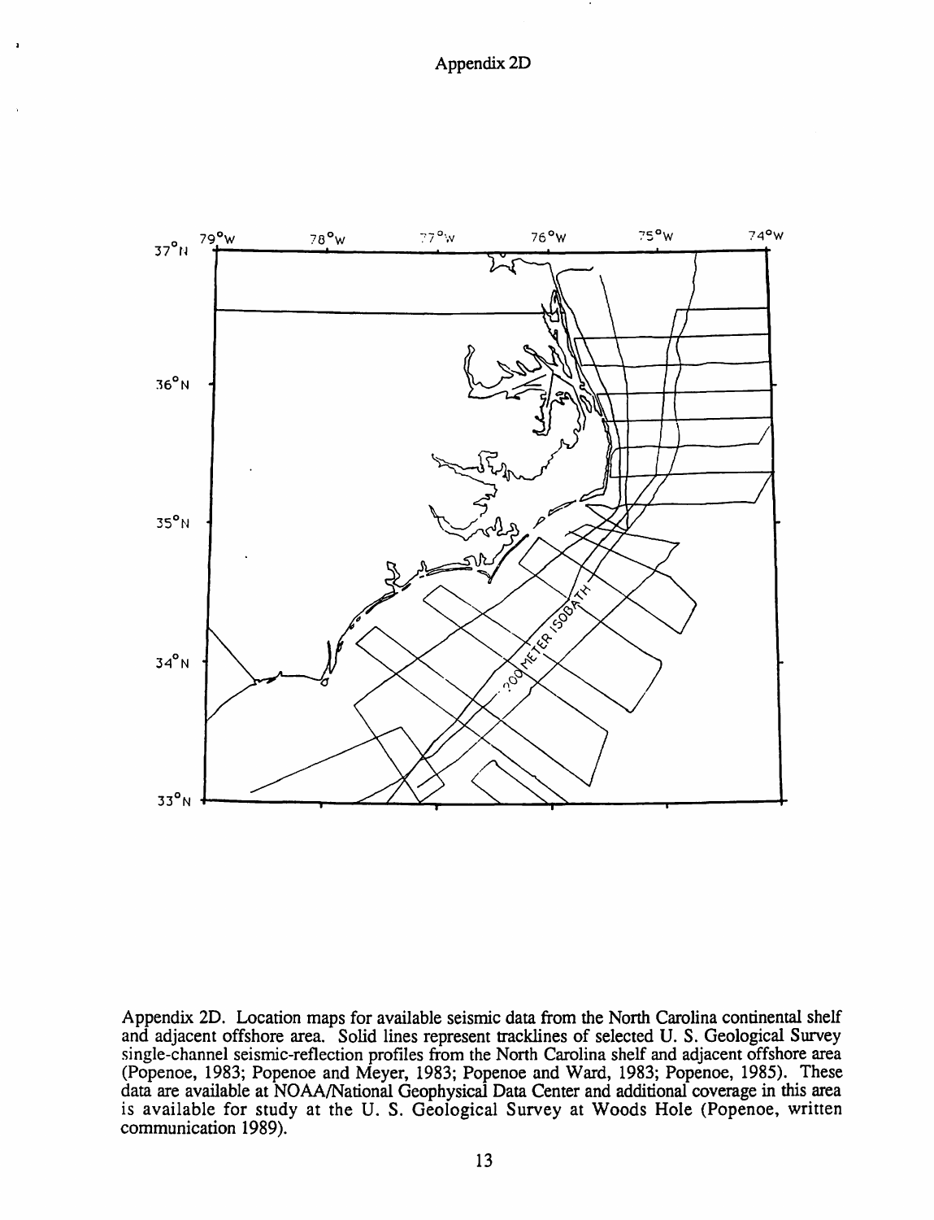Appendix 2D

Appendix 2D. Location maps for available seismic data from the North Carolina continental shelf and adjacent offshore area. Solid lines represent tracklines of selected U. S. Geological Survey single-channel seismic-reflection profiles from the North Carolina shelf and adjacent offshore area (Popenoe, 1983; Popenoe and Meyer, 1983; Popenoe and Ward, 1983; Popenoe, 1985). These data are available at NOAA/National Geophysical Data Center and additional coverage in this area is available for study at the U. S. Geological Survey at Woods Hole (Popenoe, written communication 1989).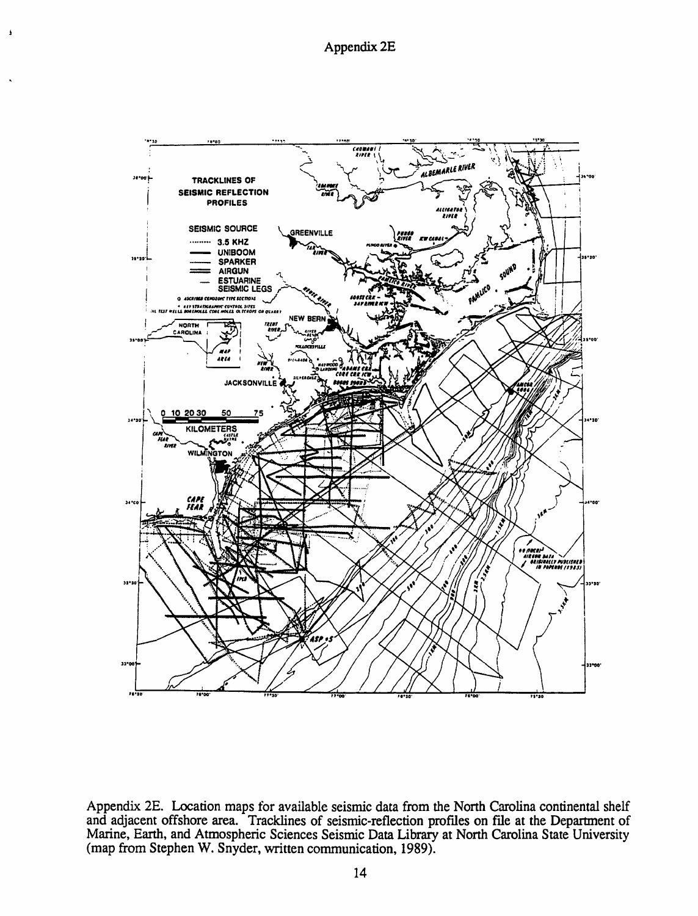# Appendix 2E

TRACKLINES OF SEISMIC REFLECTION PROFILES

SEISMIC SOURCE

3.5 KHZ

UNIBOOM

SPARKER

AIRGUN

ESTUARINE SEISMIC LEGS

NORTH CAROLINA

MAP AREA

0 10 20 30 50 75

KILOMETERS

GREENVILLE

NEW BERN

JACKSONVILLE

WILMINGTON

CAPE FEAR

ALBEMARLE RIVER

PAMLICO SOUND

Appendix 2E. Location maps for available seismic data from the North Carolina continental shelf and adjacent offshore area. Tracklines of seismic-reflection profiles on file at the Department of Marine, Earth, and Atmospheric Sciences Seismic Data Library at North Carolina State University (map from Stephen W. Snyder, written communication, 1989).